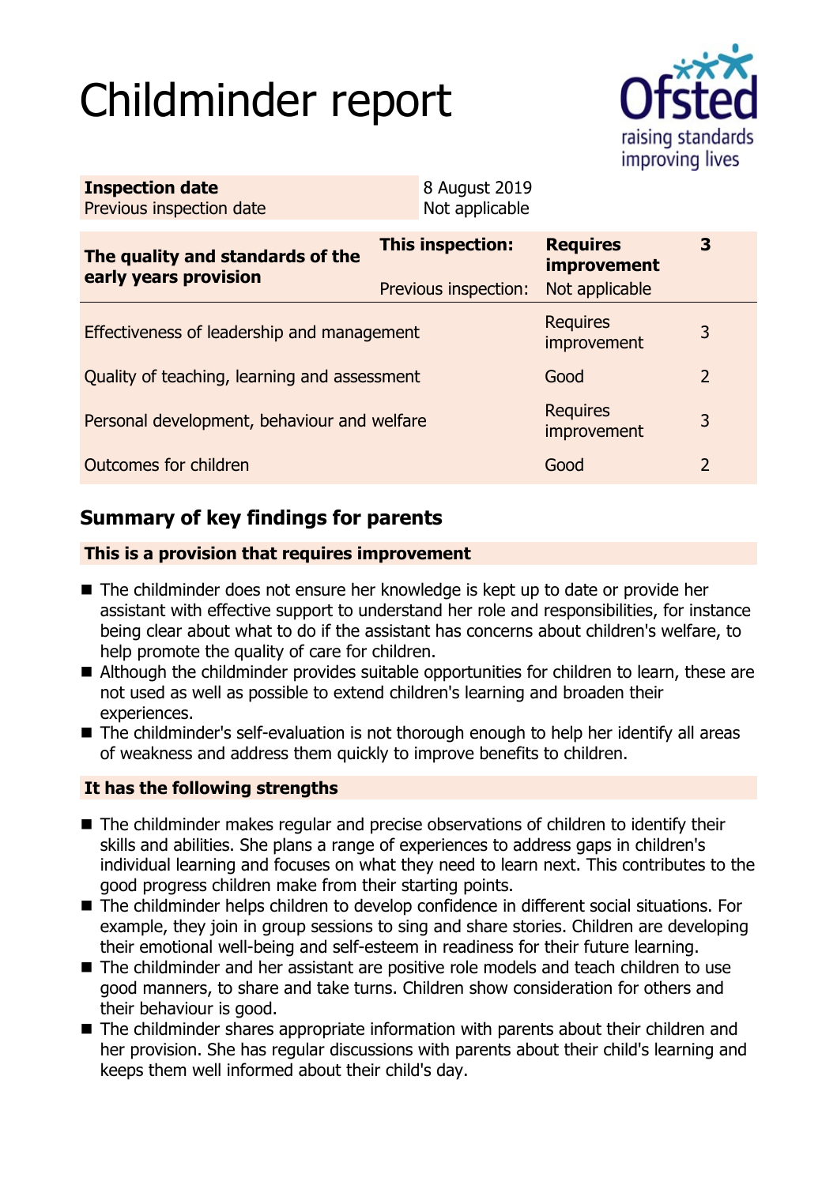# Childminder report

| Inspection date | 8 August 2019 |
| --- | --- |
| Previous inspection date | Not applicable |

| The quality and standards of the early years provision | This inspection: | Requires improvement | 3 |
| --- | --- | --- | --- |
| | Previous inspection: | Not applicable | |
| Effectiveness of leadership and management | | Requires improvement | 3 |
| Quality of teaching, learning and assessment | | Good | 2 |
| Personal development, behaviour and welfare | | Requires improvement | 3 |
| Outcomes for children | | Good | 2 |

## Summary of key findings for parents

### This is a provision that requires improvement

- The childminder does not ensure her knowledge is kept up to date or provide her assistant with effective support to understand her role and responsibilities, for instance being clear about what to do if the assistant has concerns about children's welfare, to help promote the quality of care for children.
- Although the childminder provides suitable opportunities for children to learn, these are not used as well as possible to extend children's learning and broaden their experiences.
- The childminder's self-evaluation is not thorough enough to help her identify all areas of weakness and address them quickly to improve benefits to children.

### It has the following strengths

- The childminder makes regular and precise observations of children to identify their skills and abilities. She plans a range of experiences to address gaps in children's individual learning and focuses on what they need to learn next. This contributes to the good progress children make from their starting points.
- The childminder helps children to develop confidence in different social situations. For example, they join in group sessions to sing and share stories. Children are developing their emotional well-being and self-esteem in readiness for their future learning.
- The childminder and her assistant are positive role models and teach children to use good manners, to share and take turns. Children show consideration for others and their behaviour is good.
- The childminder shares appropriate information with parents about their children and her provision. She has regular discussions with parents about their child's learning and keeps them well informed about their child's day.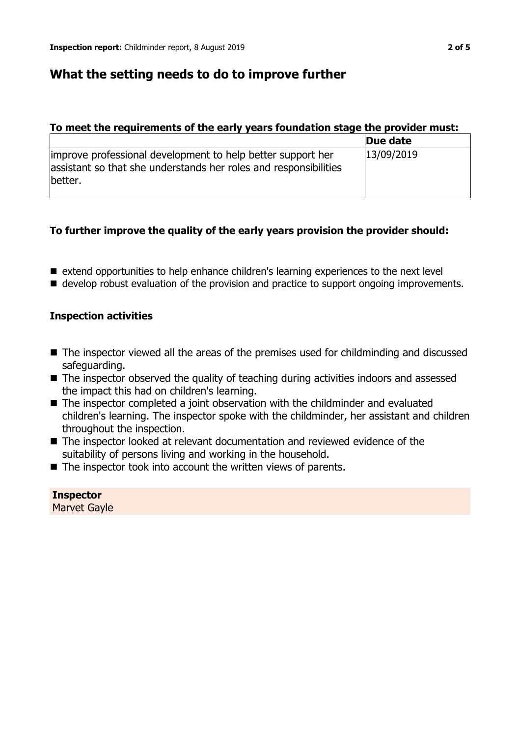## What the setting needs to do to improve further

**To meet the requirements of the early years foundation stage the provider must:**

| | Due date |
|---|---|
| improve professional development to help better support her assistant so that she understands her roles and responsibilities better. | 13/09/2019 |

**To further improve the quality of the early years provision the provider should:**

- extend opportunities to help enhance children's learning experiences to the next level
- develop robust evaluation of the provision and practice to support ongoing improvements.

### Inspection activities

- The inspector viewed all the areas of the premises used for childminding and discussed safeguarding.
- The inspector observed the quality of teaching during activities indoors and assessed the impact this had on children's learning.
- The inspector completed a joint observation with the childminder and evaluated children's learning. The inspector spoke with the childminder, her assistant and children throughout the inspection.
- The inspector looked at relevant documentation and reviewed evidence of the suitability of persons living and working in the household.
- The inspector took into account the written views of parents.

**Inspector**
Marvet Gayle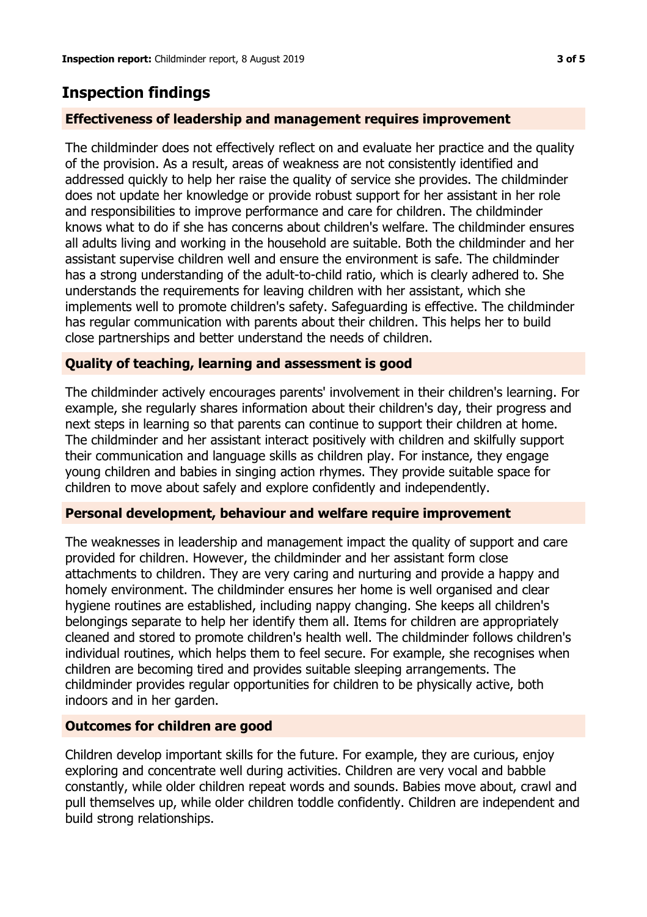## Inspection findings

### Effectiveness of leadership and management requires improvement

The childminder does not effectively reflect on and evaluate her practice and the quality of the provision. As a result, areas of weakness are not consistently identified and addressed quickly to help her raise the quality of service she provides. The childminder does not update her knowledge or provide robust support for her assistant in her role and responsibilities to improve performance and care for children. The childminder knows what to do if she has concerns about children's welfare. The childminder ensures all adults living and working in the household are suitable. Both the childminder and her assistant supervise children well and ensure the environment is safe. The childminder has a strong understanding of the adult-to-child ratio, which is clearly adhered to. She understands the requirements for leaving children with her assistant, which she implements well to promote children's safety. Safeguarding is effective. The childminder has regular communication with parents about their children. This helps her to build close partnerships and better understand the needs of children.

### Quality of teaching, learning and assessment is good

The childminder actively encourages parents' involvement in their children's learning. For example, she regularly shares information about their children's day, their progress and next steps in learning so that parents can continue to support their children at home. The childminder and her assistant interact positively with children and skilfully support their communication and language skills as children play. For instance, they engage young children and babies in singing action rhymes. They provide suitable space for children to move about safely and explore confidently and independently.

### Personal development, behaviour and welfare require improvement

The weaknesses in leadership and management impact the quality of support and care provided for children. However, the childminder and her assistant form close attachments to children. They are very caring and nurturing and provide a happy and homely environment. The childminder ensures her home is well organised and clear hygiene routines are established, including nappy changing. She keeps all children's belongings separate to help her identify them all. Items for children are appropriately cleaned and stored to promote children's health well. The childminder follows children's individual routines, which helps them to feel secure. For example, she recognises when children are becoming tired and provides suitable sleeping arrangements. The childminder provides regular opportunities for children to be physically active, both indoors and in her garden.

### Outcomes for children are good

Children develop important skills for the future. For example, they are curious, enjoy exploring and concentrate well during activities. Children are very vocal and babble constantly, while older children repeat words and sounds. Babies move about, crawl and pull themselves up, while older children toddle confidently. Children are independent and build strong relationships.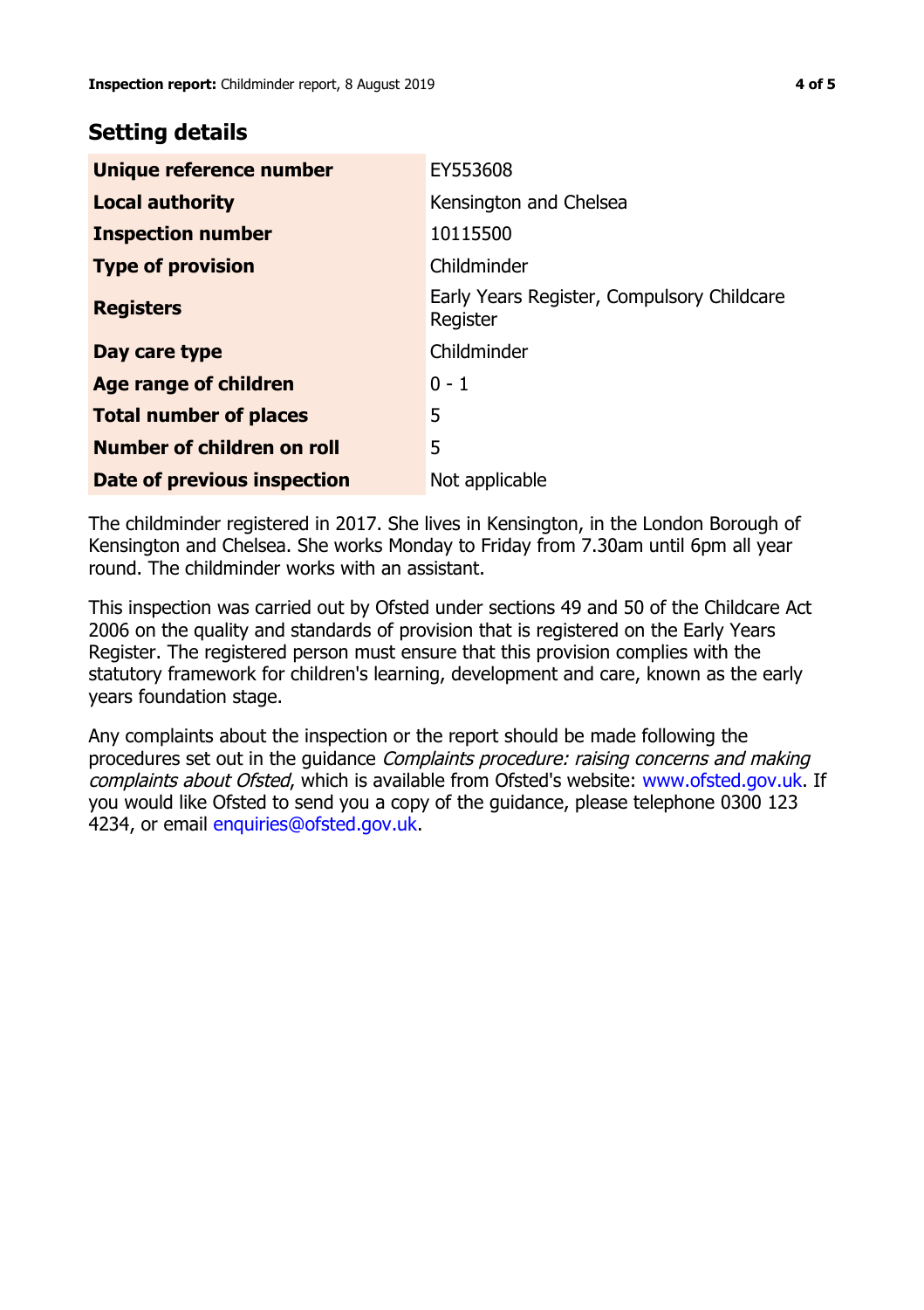## Setting details

| | |
|---|---|
| **Unique reference number** | EY553608 |
| **Local authority** | Kensington and Chelsea |
| **Inspection number** | 10115500 |
| **Type of provision** | Childminder |
| **Registers** | Early Years Register, Compulsory Childcare Register |
| **Day care type** | Childminder |
| **Age range of children** | 0 - 1 |
| **Total number of places** | 5 |
| **Number of children on roll** | 5 |
| **Date of previous inspection** | Not applicable |

The childminder registered in 2017. She lives in Kensington, in the London Borough of Kensington and Chelsea. She works Monday to Friday from 7.30am until 6pm all year round. The childminder works with an assistant.

This inspection was carried out by Ofsted under sections 49 and 50 of the Childcare Act 2006 on the quality and standards of provision that is registered on the Early Years Register. The registered person must ensure that this provision complies with the statutory framework for children's learning, development and care, known as the early years foundation stage.

Any complaints about the inspection or the report should be made following the procedures set out in the guidance *Complaints procedure: raising concerns and making complaints about Ofsted*, which is available from Ofsted's website: www.ofsted.gov.uk. If you would like Ofsted to send you a copy of the guidance, please telephone 0300 123 4234, or email enquiries@ofsted.gov.uk.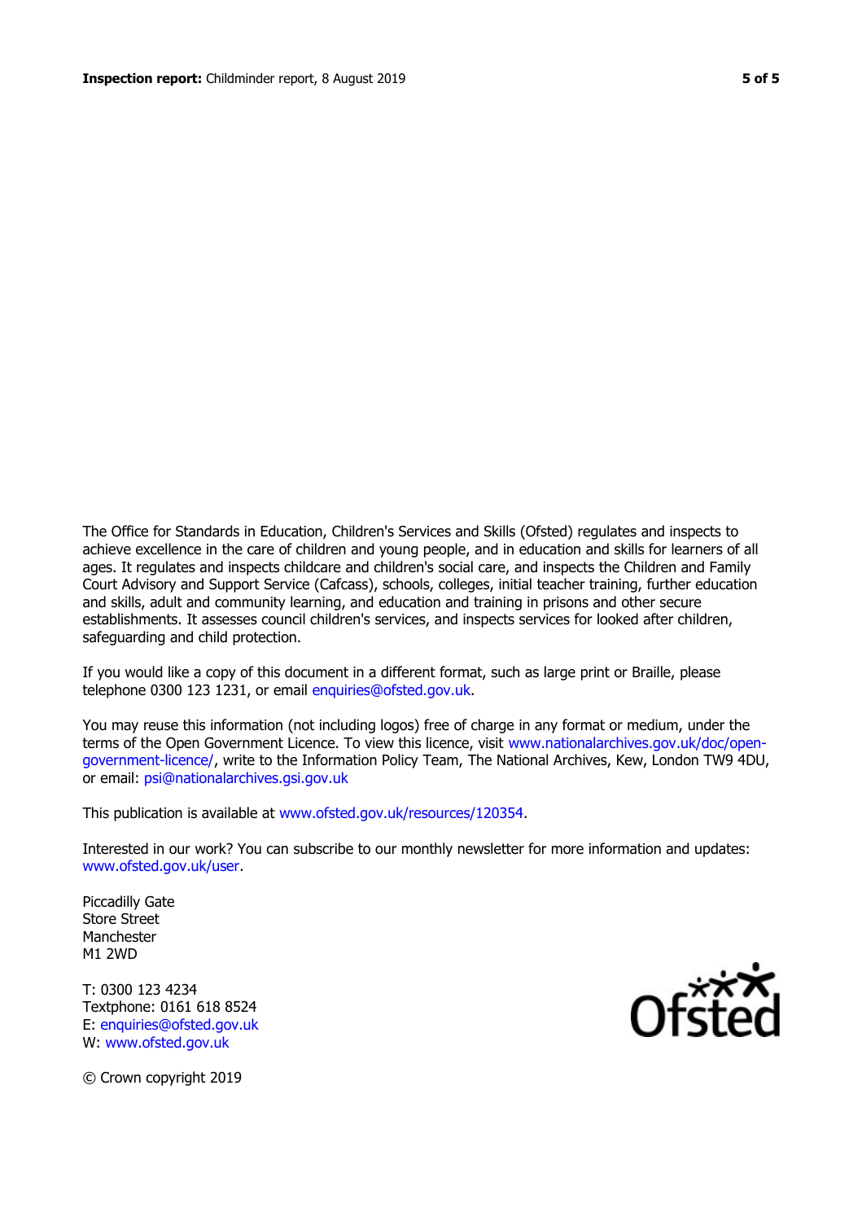The Office for Standards in Education, Children's Services and Skills (Ofsted) regulates and inspects to achieve excellence in the care of children and young people, and in education and skills for learners of all ages. It regulates and inspects childcare and children's social care, and inspects the Children and Family Court Advisory and Support Service (Cafcass), schools, colleges, initial teacher training, further education and skills, adult and community learning, and education and training in prisons and other secure establishments. It assesses council children's services, and inspects services for looked after children, safeguarding and child protection.

If you would like a copy of this document in a different format, such as large print or Braille, please telephone 0300 123 1231, or email enquiries@ofsted.gov.uk.

You may reuse this information (not including logos) free of charge in any format or medium, under the terms of the Open Government Licence. To view this licence, visit www.nationalarchives.gov.uk/doc/open-government-licence/, write to the Information Policy Team, The National Archives, Kew, London TW9 4DU, or email: psi@nationalarchives.gsi.gov.uk

This publication is available at www.ofsted.gov.uk/resources/120354.

Interested in our work? You can subscribe to our monthly newsletter for more information and updates: www.ofsted.gov.uk/user.

Piccadilly Gate
Store Street
Manchester
M1 2WD

T: 0300 123 4234
Textphone: 0161 618 8524
E: enquiries@ofsted.gov.uk
W: www.ofsted.gov.uk

© Crown copyright 2019